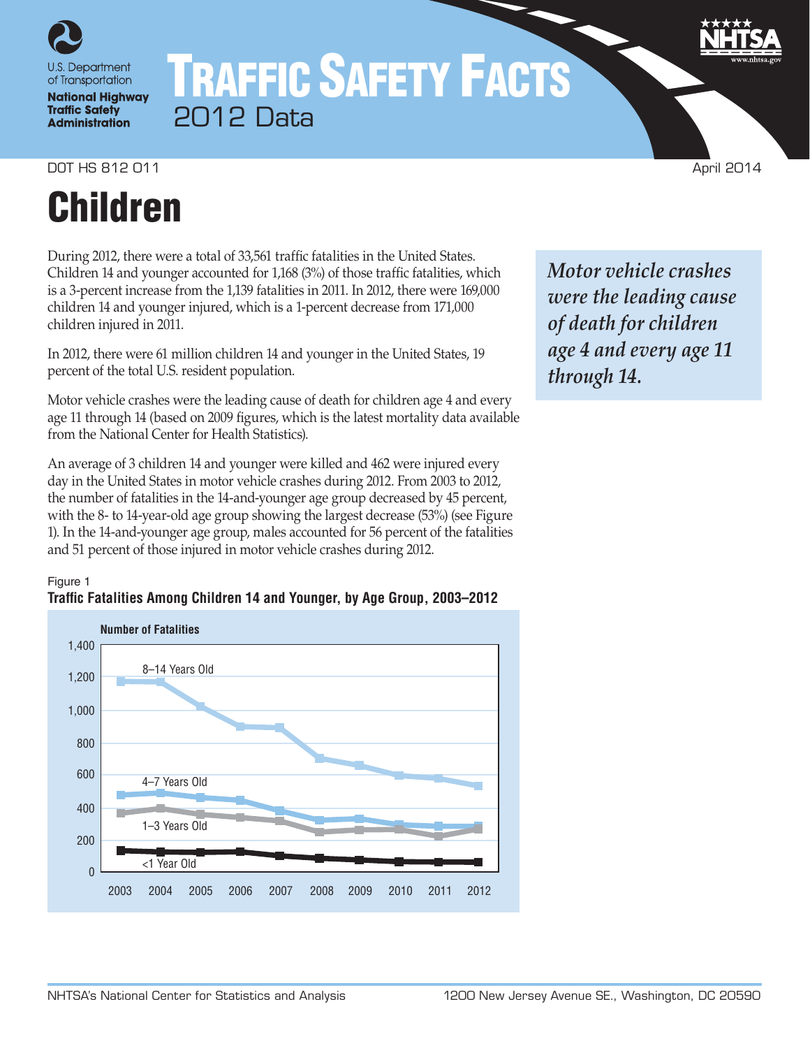U.S. Department of Transportation
**National Highway Traffic Safety Administration**

# TRAFFIC SAFETY FACTS
2012 Data

DOT HS 812 011 April 2014

# Children

During 2012, there were a total of 33,561 traffic fatalities in the United States. Children 14 and younger accounted for 1,168 (3%) of those traffic fatalities, which is a 3-percent increase from the 1,139 fatalities in 2011. In 2012, there were 169,000 children 14 and younger injured, which is a 1-percent decrease from 171,000 children injured in 2011.

In 2012, there were 61 million children 14 and younger in the United States, 19 percent of the total U.S. resident population.

Motor vehicle crashes were the leading cause of death for children age 4 and every age 11 through 14 (based on 2009 figures, which is the latest mortality data available from the National Center for Health Statistics).

An average of 3 children 14 and younger were killed and 462 were injured every day in the United States in motor vehicle crashes during 2012. From 2003 to 2012, the number of fatalities in the 14-and-younger age group decreased by 45 percent, with the 8- to 14-year-old age group showing the largest decrease (53%) (see Figure 1). In the 14-and-younger age group, males accounted for 56 percent of the fatalities and 51 percent of those injured in motor vehicle crashes during 2012.

*Motor vehicle crashes were the leading cause of death for children age 4 and every age 11 through 14.*

Figure 1
**Traffic Fatalities Among Children 14 and Younger, by Age Group, 2003–2012**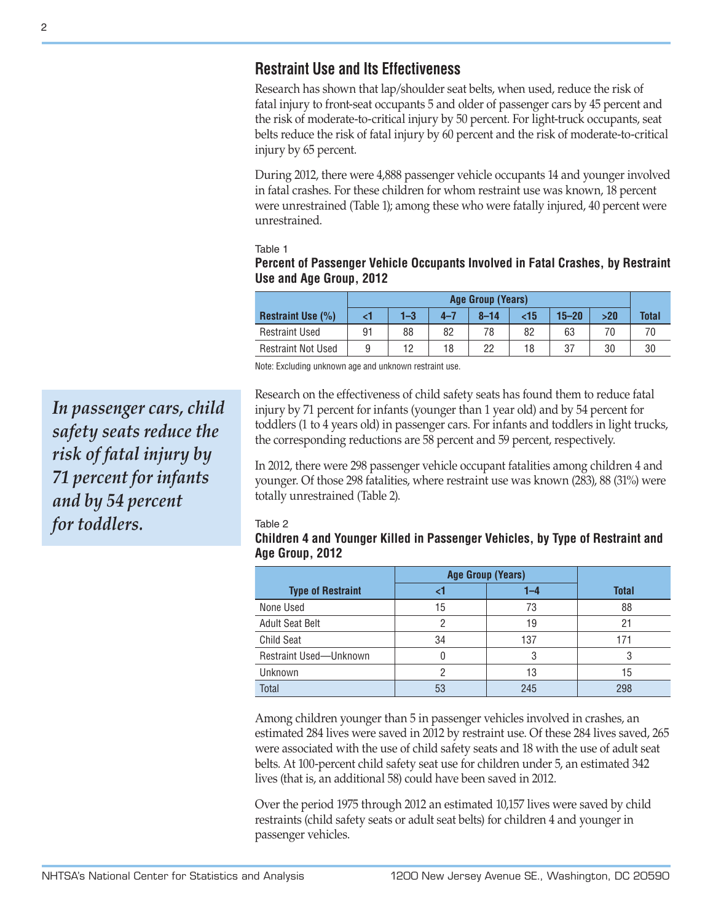## Restraint Use and Its Effectiveness

Research has shown that lap/shoulder seat belts, when used, reduce the risk of fatal injury to front-seat occupants 5 and older of passenger cars by 45 percent and the risk of moderate-to-critical injury by 50 percent. For light-truck occupants, seat belts reduce the risk of fatal injury by 60 percent and the risk of moderate-to-critical injury by 65 percent.

During 2012, there were 4,888 passenger vehicle occupants 14 and younger involved in fatal crashes. For these children for whom restraint use was known, 18 percent were unrestrained (Table 1); among these who were fatally injured, 40 percent were unrestrained.

Table 1
**Percent of Passenger Vehicle Occupants Involved in Fatal Crashes, by Restraint Use and Age Group, 2012**

| | Age Group (Years) | | | | | | | |
|---|---|---|---|---|---|---|---|---|
| **Restraint Use (%)** | **<1** | **1–3** | **4–7** | **8–14** | **<15** | **15–20** | **>20** | **Total** |
| Restraint Used | 91 | 88 | 82 | 78 | 82 | 63 | 70 | 70 |
| Restraint Not Used | 9 | 12 | 18 | 22 | 18 | 37 | 30 | 30 |

Note: Excluding unknown age and unknown restraint use.

*In passenger cars, child safety seats reduce the risk of fatal injury by 71 percent for infants and by 54 percent for toddlers.*

Research on the effectiveness of child safety seats has found them to reduce fatal injury by 71 percent for infants (younger than 1 year old) and by 54 percent for toddlers (1 to 4 years old) in passenger cars. For infants and toddlers in light trucks, the corresponding reductions are 58 percent and 59 percent, respectively.

In 2012, there were 298 passenger vehicle occupant fatalities among children 4 and younger. Of those 298 fatalities, where restraint use was known (283), 88 (31%) were totally unrestrained (Table 2).

Table 2
**Children 4 and Younger Killed in Passenger Vehicles, by Type of Restraint and Age Group, 2012**

| | Age Group (Years) | | |
|---|---|---|---|
| **Type of Restraint** | **<1** | **1–4** | **Total** |
| None Used | 15 | 73 | 88 |
| Adult Seat Belt | 2 | 19 | 21 |
| Child Seat | 34 | 137 | 171 |
| Restraint Used—Unknown | 0 | 3 | 3 |
| Unknown | 2 | 13 | 15 |
| Total | 53 | 245 | 298 |

Among children younger than 5 in passenger vehicles involved in crashes, an estimated 284 lives were saved in 2012 by restraint use. Of these 284 lives saved, 265 were associated with the use of child safety seats and 18 with the use of adult seat belts. At 100-percent child safety seat use for children under 5, an estimated 342 lives (that is, an additional 58) could have been saved in 2012.

Over the period 1975 through 2012 an estimated 10,157 lives were saved by child restraints (child safety seats or adult seat belts) for children 4 and younger in passenger vehicles.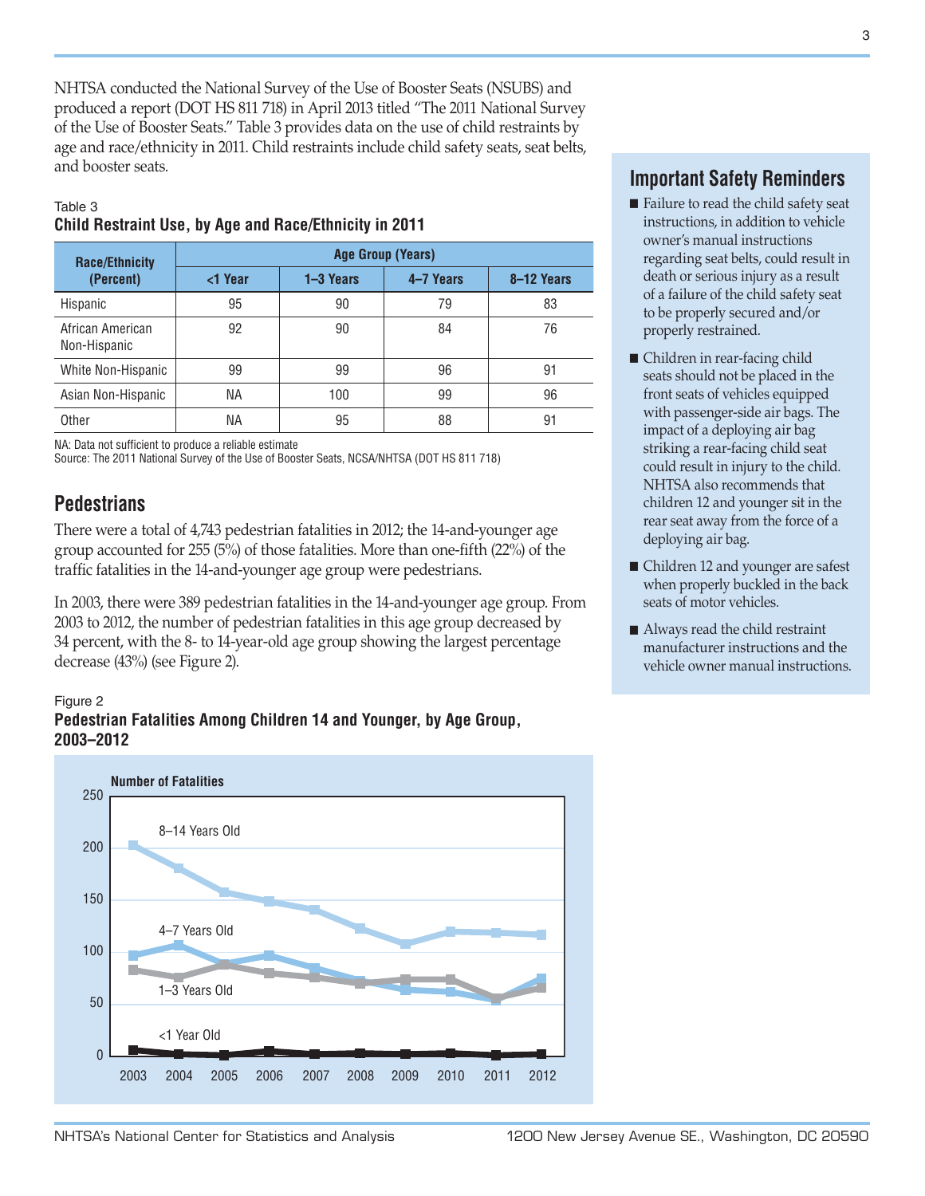NHTSA conducted the National Survey of the Use of Booster Seats (NSUBS) and produced a report (DOT HS 811 718) in April 2013 titled "The 2011 National Survey of the Use of Booster Seats." Table 3 provides data on the use of child restraints by age and race/ethnicity in 2011. Child restraints include child safety seats, seat belts, and booster seats.

Table 3
**Child Restraint Use, by Age and Race/Ethnicity in 2011**

| Race/Ethnicity (Percent) | Age Group (Years) | | | |
|---|---|---|---|---|
| | <1 Year | 1–3 Years | 4–7 Years | 8–12 Years |
| Hispanic | 95 | 90 | 79 | 83 |
| African American Non-Hispanic | 92 | 90 | 84 | 76 |
| White Non-Hispanic | 99 | 99 | 96 | 91 |
| Asian Non-Hispanic | NA | 100 | 99 | 96 |
| Other | NA | 95 | 88 | 91 |

NA: Data not sufficient to produce a reliable estimate
Source: The 2011 National Survey of the Use of Booster Seats, NCSA/NHTSA (DOT HS 811 718)

## Pedestrians

There were a total of 4,743 pedestrian fatalities in 2012; the 14-and-younger age group accounted for 255 (5%) of those fatalities. More than one-fifth (22%) of the traffic fatalities in the 14-and-younger age group were pedestrians.

In 2003, there were 389 pedestrian fatalities in the 14-and-younger age group. From 2003 to 2012, the number of pedestrian fatalities in this age group decreased by 34 percent, with the 8- to 14-year-old age group showing the largest percentage decrease (43%) (see Figure 2).

Figure 2
**Pedestrian Fatalities Among Children 14 and Younger, by Age Group, 2003–2012**

## Important Safety Reminders

- Failure to read the child safety seat instructions, in addition to vehicle owner's manual instructions regarding seat belts, could result in death or serious injury as a result of a failure of the child safety seat to be properly secured and/or properly restrained.
- Children in rear-facing child seats should not be placed in the front seats of vehicles equipped with passenger-side air bags. The impact of a deploying air bag striking a rear-facing child seat could result in injury to the child. NHTSA also recommends that children 12 and younger sit in the rear seat away from the force of a deploying air bag.
- Children 12 and younger are safest when properly buckled in the back seats of motor vehicles.
- Always read the child restraint manufacturer instructions and the vehicle owner manual instructions.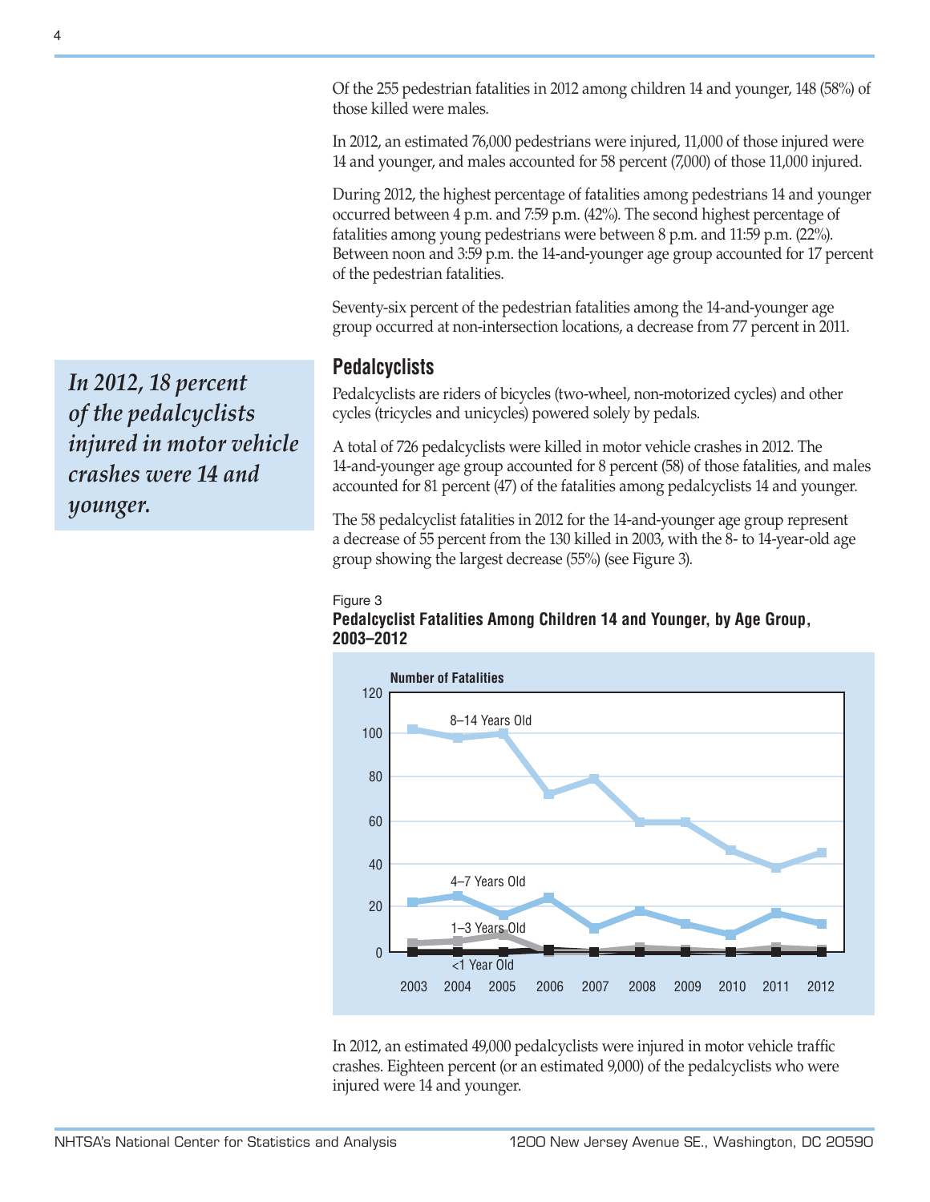Of the 255 pedestrian fatalities in 2012 among children 14 and younger, 148 (58%) of those killed were males.

In 2012, an estimated 76,000 pedestrians were injured, 11,000 of those injured were 14 and younger, and males accounted for 58 percent (7,000) of those 11,000 injured.

During 2012, the highest percentage of fatalities among pedestrians 14 and younger occurred between 4 p.m. and 7:59 p.m. (42%). The second highest percentage of fatalities among young pedestrians were between 8 p.m. and 11:59 p.m. (22%). Between noon and 3:59 p.m. the 14-and-younger age group accounted for 17 percent of the pedestrian fatalities.

Seventy-six percent of the pedestrian fatalities among the 14-and-younger age group occurred at non-intersection locations, a decrease from 77 percent in 2011.

*In 2012, 18 percent of the pedalcyclists injured in motor vehicle crashes were 14 and younger.*

## Pedalcyclists

Pedalcyclists are riders of bicycles (two-wheel, non-motorized cycles) and other cycles (tricycles and unicycles) powered solely by pedals.

A total of 726 pedalcyclists were killed in motor vehicle crashes in 2012. The 14-and-younger age group accounted for 8 percent (58) of those fatalities, and males accounted for 81 percent (47) of the fatalities among pedalcyclists 14 and younger.

The 58 pedalcyclist fatalities in 2012 for the 14-and-younger age group represent a decrease of 55 percent from the 130 killed in 2003, with the 8- to 14-year-old age group showing the largest decrease (55%) (see Figure 3).

Figure 3
**Pedalcyclist Fatalities Among Children 14 and Younger, by Age Group, 2003–2012**

In 2012, an estimated 49,000 pedalcyclists were injured in motor vehicle traffic crashes. Eighteen percent (or an estimated 9,000) of the pedalcyclists who were injured were 14 and younger.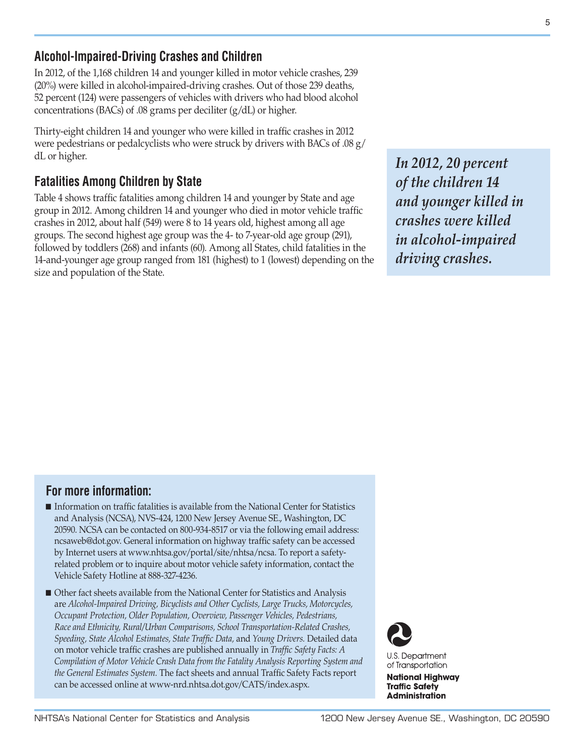## Alcohol-Impaired-Driving Crashes and Children

In 2012, of the 1,168 children 14 and younger killed in motor vehicle crashes, 239 (20%) were killed in alcohol-impaired-driving crashes. Out of those 239 deaths, 52 percent (124) were passengers of vehicles with drivers who had blood alcohol concentrations (BACs) of .08 grams per deciliter (g/dL) or higher.

Thirty-eight children 14 and younger who were killed in traffic crashes in 2012 were pedestrians or pedalcyclists who were struck by drivers with BACs of .08 g/dL or higher.

## Fatalities Among Children by State

Table 4 shows traffic fatalities among children 14 and younger by State and age group in 2012. Among children 14 and younger who died in motor vehicle traffic crashes in 2012, about half (549) were 8 to 14 years old, highest among all age groups. The second highest age group was the 4- to 7-year-old age group (291), followed by toddlers (268) and infants (60). Among all States, child fatalities in the 14-and-younger age group ranged from 181 (highest) to 1 (lowest) depending on the size and population of the State.

***In 2012, 20 percent of the children 14 and younger killed in crashes were killed in alcohol-impaired driving crashes.***

### For more information:

- Information on traffic fatalities is available from the National Center for Statistics and Analysis (NCSA), NVS-424, 1200 New Jersey Avenue SE., Washington, DC 20590. NCSA can be contacted on 800-934-8517 or via the following email address: ncsaweb@dot.gov. General information on highway traffic safety can be accessed by Internet users at www.nhtsa.gov/portal/site/nhtsa/ncsa. To report a safety-related problem or to inquire about motor vehicle safety information, contact the Vehicle Safety Hotline at 888-327-4236.
- Other fact sheets available from the National Center for Statistics and Analysis are *Alcohol-Impaired Driving, Bicyclists and Other Cyclists, Large Trucks, Motorcycles, Occupant Protection, Older Population, Overview, Passenger Vehicles, Pedestrians, Race and Ethnicity, Rural/Urban Comparisons, School Transportation-Related Crashes, Speeding, State Alcohol Estimates, State Traffic Data*, and *Young Drivers.* Detailed data on motor vehicle traffic crashes are published annually in *Traffic Safety Facts: A Compilation of Motor Vehicle Crash Data from the Fatality Analysis Reporting System and the General Estimates System.* The fact sheets and annual Traffic Safety Facts report can be accessed online at www-nrd.nhtsa.dot.gov/CATS/index.aspx.

U.S. Department of Transportation

**National Highway Traffic Safety Administration**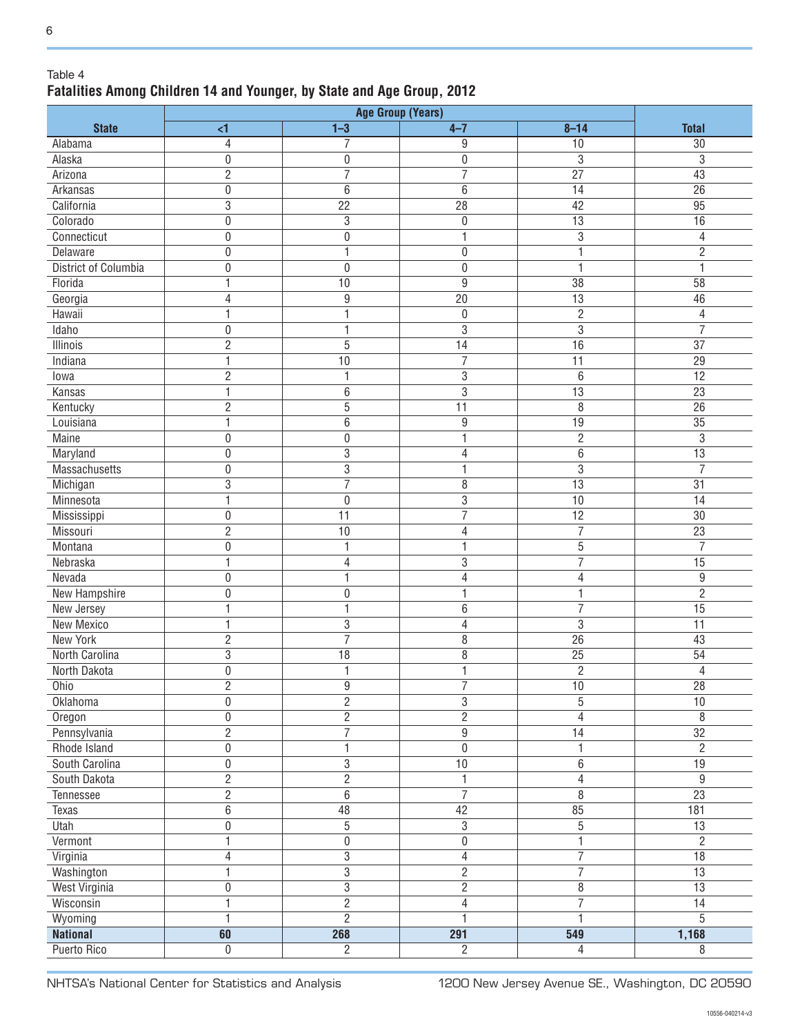Table 4

**Fatalities Among Children 14 and Younger, by State and Age Group, 2012**

| State | Age Group (Years) | | | | Total |
|---|---|---|---|---|---|
| | <1 | 1–3 | 4–7 | 8–14 | |
| Alabama | 4 | 7 | 9 | 10 | 30 |
| Alaska | 0 | 0 | 0 | 3 | 3 |
| Arizona | 2 | 7 | 7 | 27 | 43 |
| Arkansas | 0 | 6 | 6 | 14 | 26 |
| California | 3 | 22 | 28 | 42 | 95 |
| Colorado | 0 | 3 | 0 | 13 | 16 |
| Connecticut | 0 | 0 | 1 | 3 | 4 |
| Delaware | 0 | 1 | 0 | 1 | 2 |
| District of Columbia | 0 | 0 | 0 | 1 | 1 |
| Florida | 1 | 10 | 9 | 38 | 58 |
| Georgia | 4 | 9 | 20 | 13 | 46 |
| Hawaii | 1 | 1 | 0 | 2 | 4 |
| Idaho | 0 | 1 | 3 | 3 | 7 |
| Illinois | 2 | 5 | 14 | 16 | 37 |
| Indiana | 1 | 10 | 7 | 11 | 29 |
| Iowa | 2 | 1 | 3 | 6 | 12 |
| Kansas | 1 | 6 | 3 | 13 | 23 |
| Kentucky | 2 | 5 | 11 | 8 | 26 |
| Louisiana | 1 | 6 | 9 | 19 | 35 |
| Maine | 0 | 0 | 1 | 2 | 3 |
| Maryland | 0 | 3 | 4 | 6 | 13 |
| Massachusetts | 0 | 3 | 1 | 3 | 7 |
| Michigan | 3 | 7 | 8 | 13 | 31 |
| Minnesota | 1 | 0 | 3 | 10 | 14 |
| Mississippi | 0 | 11 | 7 | 12 | 30 |
| Missouri | 2 | 10 | 4 | 7 | 23 |
| Montana | 0 | 1 | 1 | 5 | 7 |
| Nebraska | 1 | 4 | 3 | 7 | 15 |
| Nevada | 0 | 1 | 4 | 4 | 9 |
| New Hampshire | 0 | 0 | 1 | 1 | 2 |
| New Jersey | 1 | 1 | 6 | 7 | 15 |
| New Mexico | 1 | 3 | 4 | 3 | 11 |
| New York | 2 | 7 | 8 | 26 | 43 |
| North Carolina | 3 | 18 | 8 | 25 | 54 |
| North Dakota | 0 | 1 | 1 | 2 | 4 |
| Ohio | 2 | 9 | 7 | 10 | 28 |
| Oklahoma | 0 | 2 | 3 | 5 | 10 |
| Oregon | 0 | 2 | 2 | 4 | 8 |
| Pennsylvania | 2 | 7 | 9 | 14 | 32 |
| Rhode Island | 0 | 1 | 0 | 1 | 2 |
| South Carolina | 0 | 3 | 10 | 6 | 19 |
| South Dakota | 2 | 2 | 1 | 4 | 9 |
| Tennessee | 2 | 6 | 7 | 8 | 23 |
| Texas | 6 | 48 | 42 | 85 | 181 |
| Utah | 0 | 5 | 3 | 5 | 13 |
| Vermont | 1 | 0 | 0 | 1 | 2 |
| Virginia | 4 | 3 | 4 | 7 | 18 |
| Washington | 1 | 3 | 2 | 7 | 13 |
| West Virginia | 0 | 3 | 2 | 8 | 13 |
| Wisconsin | 1 | 2 | 4 | 7 | 14 |
| Wyoming | 1 | 2 | 1 | 1 | 5 |
| **National** | **60** | **268** | **291** | **549** | **1,168** |
| Puerto Rico | 0 | 2 | 2 | 4 | 8 |

NHTSA's National Center for Statistics and Analysis 1200 New Jersey Avenue SE., Washington, DC 20590

10556-040214-v3